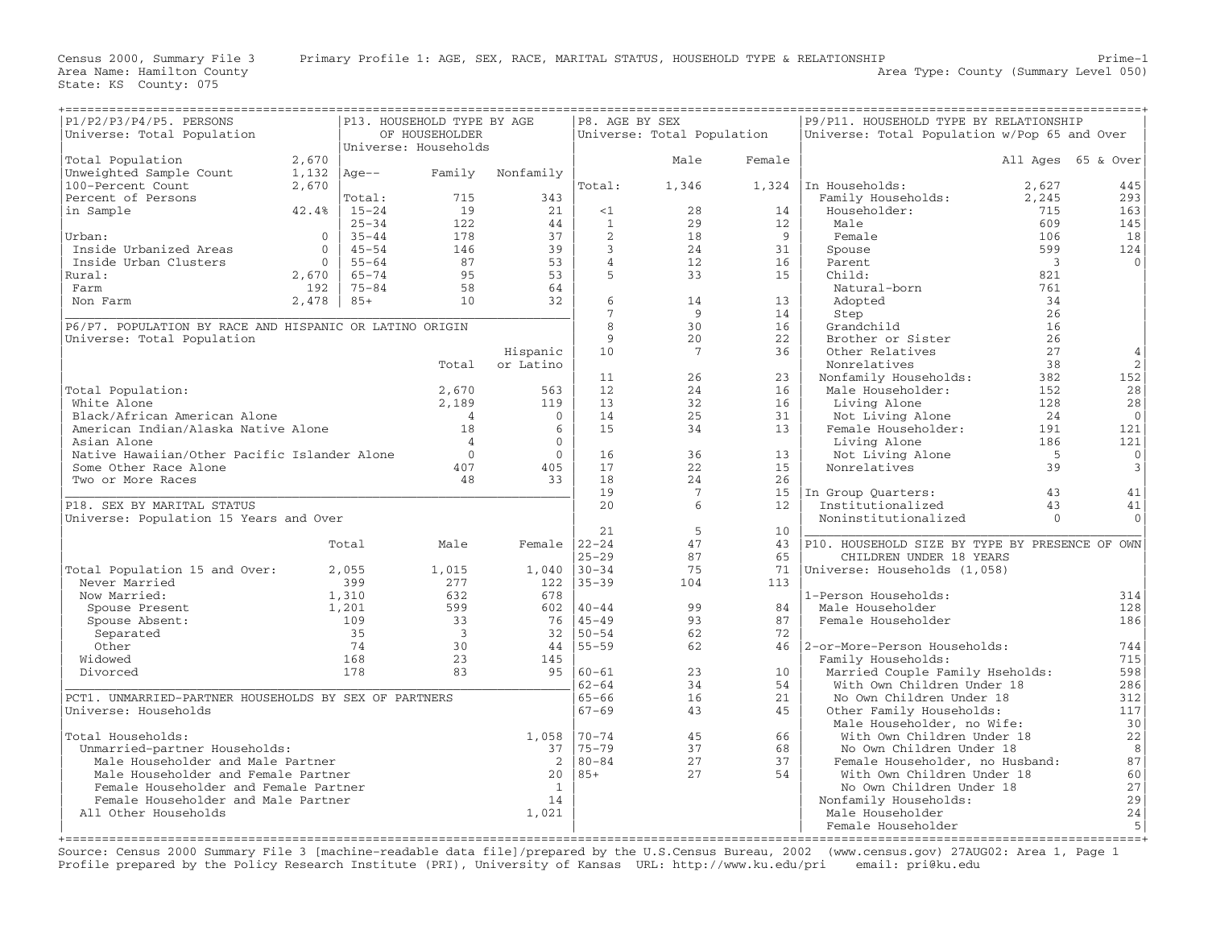Census 2000, Summary File 3 Primary Profile 1: AGE, SEX, RACE, MARITAL STATUS, HOUSEHOLD TYPE & RELATIONSHIP Prime-1
Area Name: Hamilton County Area Type: County (Summary Level 050)
State: KS County: 075

## P1/P2/P3/P4/P5. PERSONS
Universe: Total Population

| | |
|---|---|
| Total Population | 2,670 |
| Unweighted Sample Count | 1,132 |
| 100-Percent Count | 2,670 |
| Percent of Persons in Sample | 42.4% |
| Urban: | 0 |
| Inside Urbanized Areas | 0 |
| Inside Urban Clusters | 0 |
| Rural: | 2,670 |
| Farm | 192 |
| Non Farm | 2,478 |

## P13. HOUSEHOLD TYPE BY AGE OF HOUSEHOLDER
Universe: Households

| Age-- | Family | Nonfamily |
|---|---|---|
| Total: | 715 | 343 |
| 15-24 | 19 | 21 |
| 25-34 | 122 | 44 |
| 35-44 | 178 | 37 |
| 45-54 | 146 | 39 |
| 55-64 | 87 | 53 |
| 65-74 | 95 | 53 |
| 75-84 | 58 | 64 |
| 85+ | 10 | 32 |

## P6/P7. POPULATION BY RACE AND HISPANIC OR LATINO ORIGIN
Universe: Total Population

| | Total | Hispanic or Latino |
|---|---|---|
| Total Population: | 2,670 | 563 |
| White Alone | 2,189 | 119 |
| Black/African American Alone | 4 | 0 |
| American Indian/Alaska Native Alone | 18 | 6 |
| Asian Alone | 4 | 0 |
| Native Hawaiian/Other Pacific Islander Alone | 0 | 0 |
| Some Other Race Alone | 407 | 405 |
| Two or More Races | 48 | 33 |

## P18. SEX BY MARITAL STATUS
Universe: Population 15 Years and Over

| | Total | Male | Female |
|---|---|---|---|
| Total Population 15 and Over: | 2,055 | 1,015 | 1,040 |
| Never Married | 399 | 277 | 122 |
| Now Married: | 1,310 | 632 | 678 |
| Spouse Present | 1,201 | 599 | 602 |
| Spouse Absent: | 109 | 33 | 76 |
| Separated | 35 | 3 | 32 |
| Other | 74 | 30 | 44 |
| Widowed | 168 | 23 | 145 |
| Divorced | 178 | 83 | 95 |

## PCT1. UNMARRIED-PARTNER HOUSEHOLDS BY SEX OF PARTNERS
Universe: Households

| | |
|---|---|
| Total Households: | 1,058 |
| Unmarried-partner Households: | 37 |
| Male Householder and Male Partner | 2 |
| Male Householder and Female Partner | 20 |
| Female Householder and Female Partner | 1 |
| Female Householder and Male Partner | 14 |
| All Other Households | 1,021 |

## P8. AGE BY SEX
Universe: Total Population

| | Male | Female |
|---|---|---|
| Total: | 1,346 | 1,324 |
| <1 | 28 | 14 |
| 1 | 29 | 12 |
| 2 | 18 | 9 |
| 3 | 24 | 31 |
| 4 | 12 | 16 |
| 5 | 33 | 15 |
| 6 | 14 | 13 |
| 7 | 9 | 14 |
| 8 | 30 | 16 |
| 9 | 20 | 22 |
| 10 | 7 | 36 |
| 11 | 26 | 23 |
| 12 | 24 | 16 |
| 13 | 32 | 16 |
| 14 | 25 | 31 |
| 15 | 34 | 13 |
| 16 | 36 | 13 |
| 17 | 22 | 15 |
| 18 | 24 | 26 |
| 19 | 7 | 15 |
| 20 | 6 | 12 |
| 21 | 5 | 10 |
| 22-24 | 47 | 43 |
| 25-29 | 87 | 65 |
| 30-34 | 75 | 71 |
| 35-39 | 104 | 113 |
| 40-44 | 99 | 84 |
| 45-49 | 93 | 87 |
| 50-54 | 62 | 72 |
| 55-59 | 62 | 46 |
| 60-61 | 23 | 10 |
| 62-64 | 34 | 54 |
| 65-66 | 16 | 21 |
| 67-69 | 43 | 45 |
| 70-74 | 45 | 66 |
| 75-79 | 37 | 68 |
| 80-84 | 27 | 37 |
| 85+ | 27 | 54 |

## P9/P11. HOUSEHOLD TYPE BY RELATIONSHIP
Universe: Total Population w/Pop 65 and Over

| | All Ages | 65 & Over |
|---|---|---|
| In Households: | 2,627 | 445 |
| Family Households: | 2,245 | 293 |
| Householder: | 715 | 163 |
| Male | 609 | 145 |
| Female | 106 | 18 |
| Spouse | 599 | 124 |
| Parent | 3 | 0 |
| Child: | 821 | |
| Natural-born | 761 | |
| Adopted | 34 | |
| Step | 26 | |
| Grandchild | 16 | |
| Brother or Sister | 26 | |
| Other Relatives | 27 | 4 |
| Nonrelatives | 38 | 2 |
| Nonfamily Households: | 382 | 152 |
| Male Householder: | 152 | 28 |
| Living Alone | 128 | 28 |
| Not Living Alone | 24 | 0 |
| Female Householder: | 191 | 121 |
| Living Alone | 186 | 121 |
| Not Living Alone | 5 | 0 |
| Nonrelatives | 39 | 3 |
| In Group Quarters: | 43 | 41 |
| Institutionalized | 43 | 41 |
| Noninstitutionalized | 0 | 0 |

## P10. HOUSEHOLD SIZE BY TYPE BY PRESENCE OF OWN CHILDREN UNDER 18 YEARS
Universe: Households (1,058)

| | |
|---|---|
| 1-Person Households: | 314 |
| Male Householder | 128 |
| Female Householder | 186 |
| 2-or-More-Person Households: | 744 |
| Family Households: | 715 |
| Married Couple Family Hseholds: | 598 |
| With Own Children Under 18 | 286 |
| No Own Children Under 18 | 312 |
| Other Family Households: | 117 |
| Male Householder, no Wife: | 30 |
| With Own Children Under 18 | 22 |
| No Own Children Under 18 | 8 |
| Female Householder, no Husband: | 87 |
| With Own Children Under 18 | 60 |
| No Own Children Under 18 | 27 |
| Nonfamily Households: | 29 |
| Male Householder | 24 |
| Female Householder | 5 |

Source: Census 2000 Summary File 3 [machine-readable data file]/prepared by the U.S.Census Bureau, 2002 (www.census.gov) 27AUG02: Area 1, Page 1
Profile prepared by the Policy Research Institute (PRI), University of Kansas URL: http://www.ku.edu/pri email: pri@ku.edu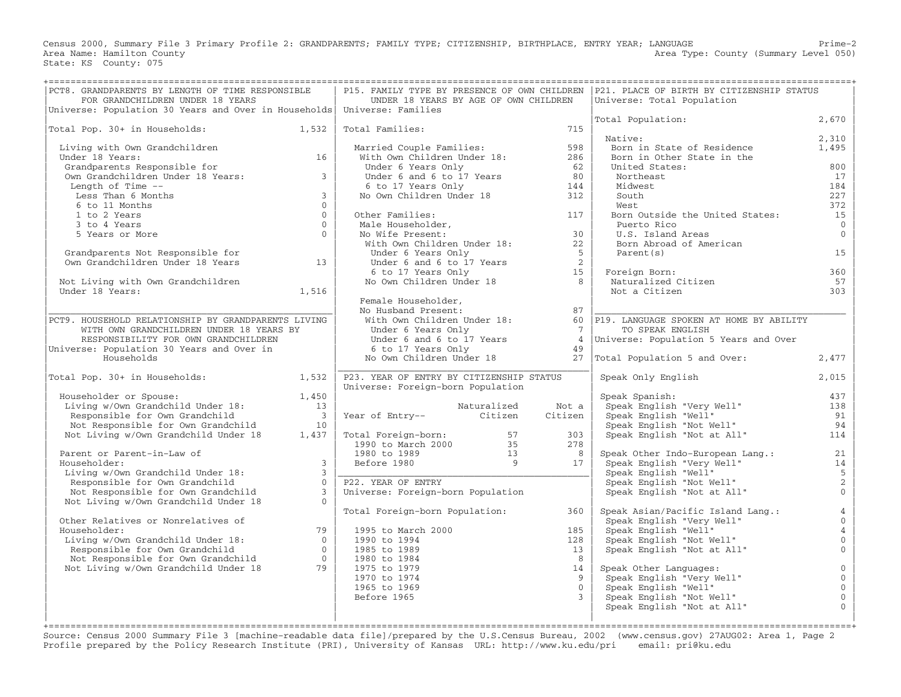Census 2000, Summary File 3 Primary Profile 2: GRANDPARENTS; FAMILY TYPE; CITIZENSHIP, BIRTHPLACE, ENTRY YEAR; LANGUAGE
Area Name: Hamilton County
State: KS County: 075

Prime-2
Area Type: County (Summary Level 050)

## PCT8. GRANDPARENTS BY LENGTH OF TIME RESPONSIBLE FOR GRANDCHILDREN UNDER 18 YEARS

Universe: Population 30 Years and Over in Households

| | |
|---|---|
| Total Pop. 30+ in Households: | 1,532 |
| Living with Own Grandchildren Under 18 Years: | 16 |
| Grandparents Responsible for Own Grandchildren Under 18 Years: | 3 |
| Length of Time -- | |
| Less Than 6 Months | 3 |
| 6 to 11 Months | 0 |
| 1 to 2 Years | 0 |
| 3 to 4 Years | 0 |
| 5 Years or More | 0 |
| Grandparents Not Responsible for Own Grandchildren Under 18 Years | 13 |
| Not Living with Own Grandchildren Under 18 Years: | 1,516 |

## PCT9. HOUSEHOLD RELATIONSHIP BY GRANDPARENTS LIVING WITH OWN GRANDCHILDREN UNDER 18 YEARS BY RESPONSIBILITY FOR OWN GRANDCHILDREN

Universe: Population 30 Years and Over in Households

| | |
|---|---|
| Total Pop. 30+ in Households: | 1,532 |
| Householder or Spouse: | 1,450 |
| Living w/Own Grandchild Under 18: | 13 |
| Responsible for Own Grandchild | 3 |
| Not Responsible for Own Grandchild | 10 |
| Not Living w/Own Grandchild Under 18 | 1,437 |
| Parent or Parent-in-Law of Householder: | 3 |
| Living w/Own Grandchild Under 18: | 3 |
| Responsible for Own Grandchild | 0 |
| Not Responsible for Own Grandchild | 3 |
| Not Living w/Own Grandchild Under 18 | 0 |
| Other Relatives or Nonrelatives of Householder: | 79 |
| Living w/Own Grandchild Under 18: | 0 |
| Responsible for Own Grandchild | 0 |
| Not Responsible for Own Grandchild | 0 |
| Not Living w/Own Grandchild Under 18 | 79 |

## P15. FAMILY TYPE BY PRESENCE OF OWN CHILDREN UNDER 18 YEARS BY AGE OF OWN CHILDREN

Universe: Families

| | |
|---|---|
| Total Families: | 715 |
| Married Couple Families: | 598 |
| With Own Children Under 18: | 286 |
| Under 6 Years Only | 62 |
| Under 6 and 6 to 17 Years | 80 |
| 6 to 17 Years Only | 144 |
| No Own Children Under 18 | 312 |
| Other Families: | 117 |
| Male Householder, No Wife Present: | 30 |
| With Own Children Under 18: | 22 |
| Under 6 Years Only | 5 |
| Under 6 and 6 to 17 Years | 2 |
| 6 to 17 Years Only | 15 |
| No Own Children Under 18 | 8 |
| Female Householder, No Husband Present: | 87 |
| With Own Children Under 18: | 60 |
| Under 6 Years Only | 7 |
| Under 6 and 6 to 17 Years | 4 |
| 6 to 17 Years Only | 49 |
| No Own Children Under 18 | 27 |

## P23. YEAR OF ENTRY BY CITIZENSHIP STATUS

Universe: Foreign-born Population

| Year of Entry-- | Naturalized Citizen | Not a Citizen |
|---|---|---|
| Total Foreign-born: | 57 | 303 |
| 1990 to March 2000 | 35 | 278 |
| 1980 to 1989 | 13 | 8 |
| Before 1980 | 9 | 17 |

## P22. YEAR OF ENTRY

Universe: Foreign-born Population

| | |
|---|---|
| Total Foreign-born Population: | 360 |
| 1995 to March 2000 | 185 |
| 1990 to 1994 | 128 |
| 1985 to 1989 | 13 |
| 1980 to 1984 | 8 |
| 1975 to 1979 | 14 |
| 1970 to 1974 | 9 |
| 1965 to 1969 | 0 |
| Before 1965 | 3 |

## P21. PLACE OF BIRTH BY CITIZENSHIP STATUS

Universe: Total Population

| | |
|---|---|
| Total Population: | 2,670 |
| Native: | 2,310 |
| Born in State of Residence | 1,495 |
| Born in Other State in the United States: | 800 |
| Northeast | 17 |
| Midwest | 184 |
| South | 227 |
| West | 372 |
| Born Outside the United States: | 15 |
| Puerto Rico | 0 |
| U.S. Island Areas | 0 |
| Born Abroad of American Parent(s) | 15 |
| Foreign Born: | 360 |
| Naturalized Citizen | 57 |
| Not a Citizen | 303 |

## P19. LANGUAGE SPOKEN AT HOME BY ABILITY TO SPEAK ENGLISH

Universe: Population 5 Years and Over

| | |
|---|---|
| Total Population 5 and Over: | 2,477 |
| Speak Only English | 2,015 |
| Speak Spanish: | 437 |
| Speak English "Very Well" | 138 |
| Speak English "Well" | 91 |
| Speak English "Not Well" | 94 |
| Speak English "Not at All" | 114 |
| Speak Other Indo-European Lang.: | 21 |
| Speak English "Very Well" | 14 |
| Speak English "Well" | 5 |
| Speak English "Not Well" | 2 |
| Speak English "Not at All" | 0 |
| Speak Asian/Pacific Island Lang.: | 4 |
| Speak English "Very Well" | 0 |
| Speak English "Well" | 4 |
| Speak English "Not Well" | 0 |
| Speak English "Not at All" | 0 |
| Speak Other Languages: | 0 |
| Speak English "Very Well" | 0 |
| Speak English "Well" | 0 |
| Speak English "Not Well" | 0 |
| Speak English "Not at All" | 0 |

Source: Census 2000 Summary File 3 [machine-readable data file]/prepared by the U.S.Census Bureau, 2002 (www.census.gov) 27AUG02: Area 1, Page 2
Profile prepared by the Policy Research Institute (PRI), University of Kansas URL: http://www.ku.edu/pri email: pri@ku.edu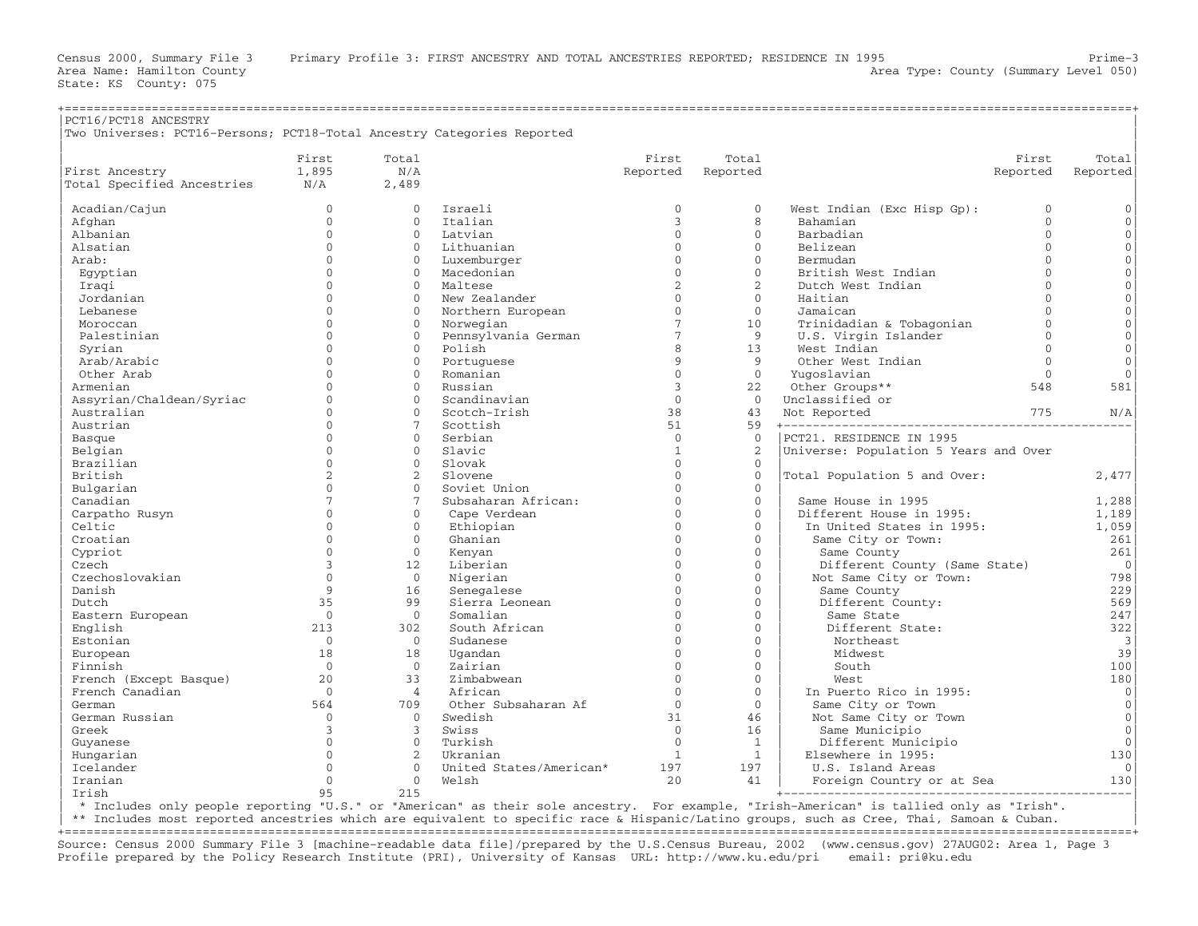Census 2000, Summary File 3 Primary Profile 3: FIRST ANCESTRY AND TOTAL ANCESTRIES REPORTED; RESIDENCE IN 1995

Area Name: Hamilton County — Area Type: County (Summary Level 050)

State: KS County: 075

## PCT16/PCT18 ANCESTRY

Two Universes: PCT16–Persons; PCT18–Total Ancestry Categories Reported

| | First | Total |
|---|---|---|
| First Ancestry | 1,895 | N/A |
| Total Specified Ancestries | N/A | 2,489 |

| Ancestry | First Reported | Total Reported |
|---|---|---|
| Acadian/Cajun | 0 | 0 |
| Afghan | 0 | 0 |
| Albanian | 0 | 0 |
| Alsatian | 0 | 0 |
| Arab: | 0 | 0 |
| Egyptian | 0 | 0 |
| Iraqi | 0 | 0 |
| Jordanian | 0 | 0 |
| Lebanese | 0 | 0 |
| Moroccan | 0 | 0 |
| Palestinian | 0 | 0 |
| Syrian | 0 | 0 |
| Arab/Arabic | 0 | 0 |
| Other Arab | 0 | 0 |
| Armenian | 0 | 0 |
| Assyrian/Chaldean/Syriac | 0 | 0 |
| Australian | 0 | 0 |
| Austrian | 0 | 7 |
| Basque | 0 | 0 |
| Belgian | 0 | 0 |
| Brazilian | 0 | 0 |
| British | 2 | 2 |
| Bulgarian | 0 | 0 |
| Canadian | 7 | 7 |
| Carpatho Rusyn | 0 | 0 |
| Celtic | 0 | 0 |
| Croatian | 0 | 0 |
| Cypriot | 0 | 0 |
| Czech | 3 | 12 |
| Czechoslovakian | 0 | 0 |
| Danish | 9 | 16 |
| Dutch | 35 | 99 |
| Eastern European | 0 | 0 |
| English | 213 | 302 |
| Estonian | 0 | 0 |
| European | 18 | 18 |
| Finnish | 0 | 0 |
| French (Except Basque) | 20 | 33 |
| French Canadian | 0 | 4 |
| German | 564 | 709 |
| German Russian | 0 | 0 |
| Greek | 3 | 3 |
| Guyanese | 0 | 0 |
| Hungarian | 0 | 2 |
| Icelander | 0 | 0 |
| Iranian | 0 | 0 |
| Irish | 95 | 215 |
| Israeli | 0 | 0 |
| Italian | 3 | 8 |
| Latvian | 0 | 0 |
| Lithuanian | 0 | 0 |
| Luxemburger | 0 | 0 |
| Macedonian | 0 | 0 |
| Maltese | 2 | 2 |
| New Zealander | 0 | 0 |
| Northern European | 0 | 0 |
| Norwegian | 7 | 10 |
| Pennsylvania German | 7 | 9 |
| Polish | 8 | 13 |
| Portuguese | 9 | 9 |
| Romanian | 0 | 0 |
| Russian | 3 | 22 |
| Scandinavian | 0 | 0 |
| Scotch-Irish | 38 | 43 |
| Scottish | 51 | 59 |
| Serbian | 0 | 0 |
| Slavic | 1 | 2 |
| Slovak | 0 | 0 |
| Slovene | 0 | 0 |
| Soviet Union | 0 | 0 |
| Subsaharan African: | 0 | 0 |
| Cape Verdean | 0 | 0 |
| Ethiopian | 0 | 0 |
| Ghanian | 0 | 0 |
| Kenyan | 0 | 0 |
| Liberian | 0 | 0 |
| Nigerian | 0 | 0 |
| Senegalese | 0 | 0 |
| Sierra Leonean | 0 | 0 |
| Somalian | 0 | 0 |
| South African | 0 | 0 |
| Sudanese | 0 | 0 |
| Ugandan | 0 | 0 |
| Zairian | 0 | 0 |
| Zimbabwean | 0 | 0 |
| African | 0 | 0 |
| Other Subsaharan Af | 0 | 0 |
| Swedish | 31 | 46 |
| Swiss | 0 | 16 |
| Turkish | 0 | 1 |
| Ukranian | 1 | 1 |
| United States/American* | 197 | 197 |
| Welsh | 20 | 41 |
| West Indian (Exc Hisp Gp): | 0 | 0 |
| Bahamian | 0 | 0 |
| Barbadian | 0 | 0 |
| Belizean | 0 | 0 |
| Bermudan | 0 | 0 |
| British West Indian | 0 | 0 |
| Dutch West Indian | 0 | 0 |
| Haitian | 0 | 0 |
| Jamaican | 0 | 0 |
| Trinidadian & Tobagonian | 0 | 0 |
| U.S. Virgin Islander | 0 | 0 |
| West Indian | 0 | 0 |
| Other West Indian | 0 | 0 |
| Yugoslavian | 0 | 0 |
| Other Groups** | 548 | 581 |
| Unclassified or Not Reported | 775 | N/A |

\* Includes only people reporting "U.S." or "American" as their sole ancestry. For example, "Irish-American" is tallied only as "Irish".

\** Includes most reported ancestries which are equivalent to specific race & Hispanic/Latino groups, such as Cree, Thai, Samoan & Cuban.

## PCT21. RESIDENCE IN 1995

Universe: Population 5 Years and Over

| | |
|---|---|
| Total Population 5 and Over: | 2,477 |
| Same House in 1995 | 1,288 |
| Different House in 1995: | 1,189 |
| In United States in 1995: | 1,059 |
| Same City or Town: | 261 |
| Same County | 261 |
| Different County (Same State) | 0 |
| Not Same City or Town: | 798 |
| Same County | 229 |
| Different County: | 569 |
| Same State | 247 |
| Different State: | 322 |
| Northeast | 3 |
| Midwest | 39 |
| South | 100 |
| West | 180 |
| In Puerto Rico in 1995: | 0 |
| Same City or Town | 0 |
| Not Same City or Town | 0 |
| Same Municipio | 0 |
| Different Municipio | 0 |
| Elsewhere in 1995: | 130 |
| U.S. Island Areas | 0 |
| Foreign Country or at Sea | 130 |

Source: Census 2000 Summary File 3 [machine-readable data file]/prepared by the U.S.Census Bureau, 2002 (www.census.gov) 27AUG02: Area 1, Page 3
Profile prepared by the Policy Research Institute (PRI), University of Kansas URL: http://www.ku.edu/pri email: pri@ku.edu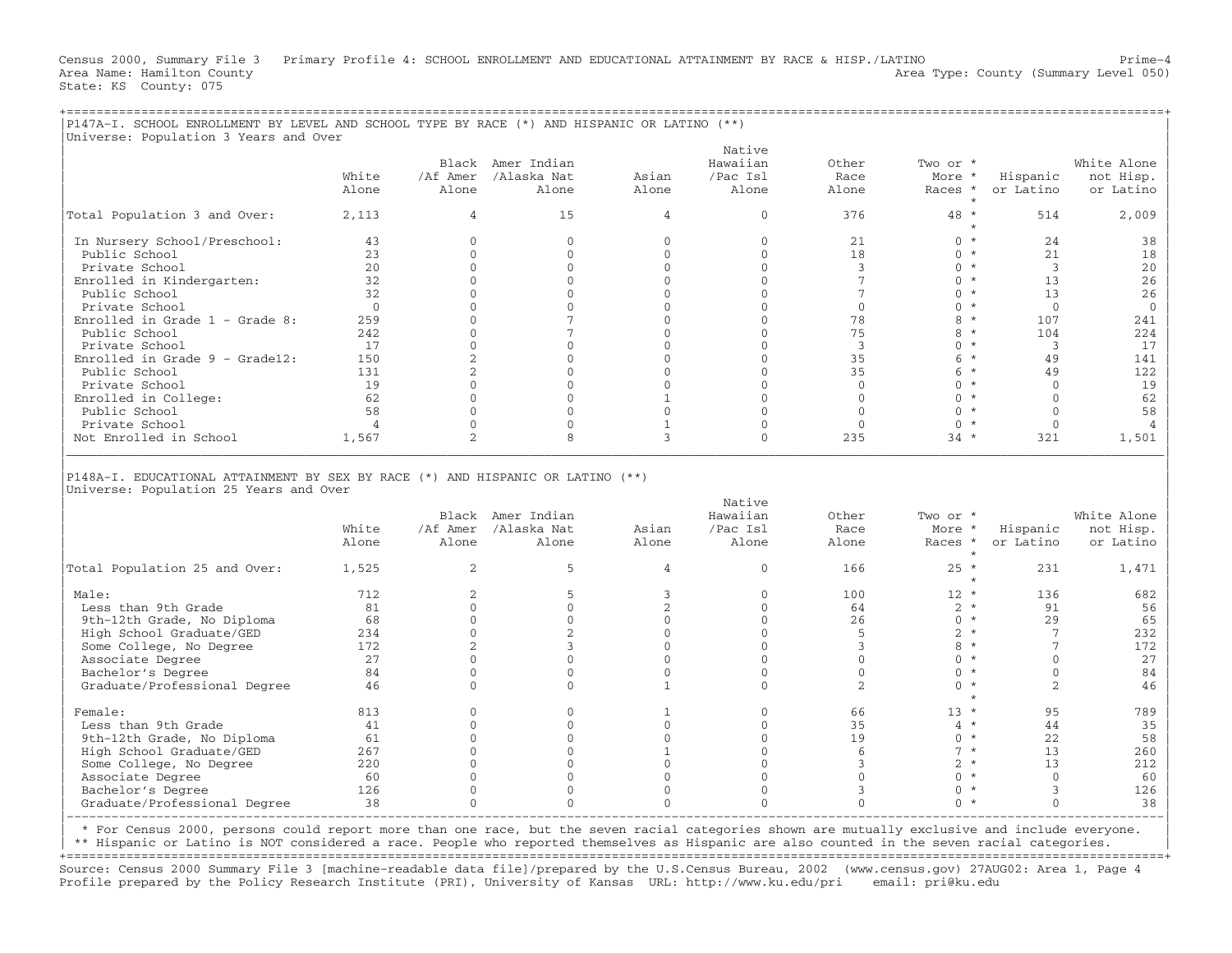Census 2000, Summary File 3 Primary Profile 4: SCHOOL ENROLLMENT AND EDUCATIONAL ATTAINMENT BY RACE & HISP./LATINO Prime-4
Area Name: Hamilton County Area Type: County (Summary Level 050)
State: KS County: 075

## P147A-I. SCHOOL ENROLLMENT BY LEVEL AND SCHOOL TYPE BY RACE (*) AND HISPANIC OR LATINO (**)

Universe: Population 3 Years and Over

| | White Alone | Black /Af Amer Alone | Amer Indian /Alaska Nat Alone | Asian Alone | Native Hawaiian /Pac Isl Alone | Other Race Alone | Two or More Races * | Hispanic or Latino | White Alone not Hisp. or Latino |
|---|---|---|---|---|---|---|---|---|---|
| Total Population 3 and Over: | 2,113 | 4 | 15 | 4 | 0 | 376 | 48 * | 514 | 2,009 |
| In Nursery School/Preschool: | 43 | 0 | 0 | 0 | 0 | 21 | 0 * | 24 | 38 |
| Public School | 23 | 0 | 0 | 0 | 0 | 18 | 0 * | 21 | 18 |
| Private School | 20 | 0 | 0 | 0 | 0 | 3 | 0 * | 3 | 20 |
| Enrolled in Kindergarten: | 32 | 0 | 0 | 0 | 0 | 7 | 0 * | 13 | 26 |
| Public School | 32 | 0 | 0 | 0 | 0 | 7 | 0 * | 13 | 26 |
| Private School | 0 | 0 | 0 | 0 | 0 | 0 | 0 * | 0 | 0 |
| Enrolled in Grade 1 - Grade 8: | 259 | 0 | 7 | 0 | 0 | 78 | 8 * | 107 | 241 |
| Public School | 242 | 0 | 7 | 0 | 0 | 75 | 8 * | 104 | 224 |
| Private School | 17 | 0 | 0 | 0 | 0 | 3 | 0 * | 3 | 17 |
| Enrolled in Grade 9 - Grade12: | 150 | 2 | 0 | 0 | 0 | 35 | 6 * | 49 | 141 |
| Public School | 131 | 2 | 0 | 0 | 0 | 35 | 6 * | 49 | 122 |
| Private School | 19 | 0 | 0 | 0 | 0 | 0 | 0 * | 0 | 19 |
| Enrolled in College: | 62 | 0 | 0 | 1 | 0 | 0 | 0 * | 0 | 62 |
| Public School | 58 | 0 | 0 | 0 | 0 | 0 | 0 * | 0 | 58 |
| Private School | 4 | 0 | 0 | 1 | 0 | 0 | 0 * | 0 | 4 |
| Not Enrolled in School | 1,567 | 2 | 8 | 3 | 0 | 235 | 34 * | 321 | 1,501 |

## P148A-I. EDUCATIONAL ATTAINMENT BY SEX BY RACE (*) AND HISPANIC OR LATINO (**)

Universe: Population 25 Years and Over

| | White Alone | Black /Af Amer Alone | Amer Indian /Alaska Nat Alone | Asian Alone | Native Hawaiian /Pac Isl Alone | Other Race Alone | Two or More Races * | Hispanic or Latino | White Alone not Hisp. or Latino |
|---|---|---|---|---|---|---|---|---|---|
| Total Population 25 and Over: | 1,525 | 2 | 5 | 4 | 0 | 166 | 25 * | 231 | 1,471 |
| Male: | 712 | 2 | 5 | 3 | 0 | 100 | 12 * | 136 | 682 |
| Less than 9th Grade | 81 | 0 | 0 | 2 | 0 | 64 | 2 * | 91 | 56 |
| 9th-12th Grade, No Diploma | 68 | 0 | 0 | 0 | 0 | 26 | 0 * | 29 | 65 |
| High School Graduate/GED | 234 | 0 | 2 | 0 | 0 | 5 | 2 * | 7 | 232 |
| Some College, No Degree | 172 | 2 | 3 | 0 | 0 | 3 | 8 * | 7 | 172 |
| Associate Degree | 27 | 0 | 0 | 0 | 0 | 0 | 0 * | 0 | 27 |
| Bachelor's Degree | 84 | 0 | 0 | 0 | 0 | 0 | 0 * | 0 | 84 |
| Graduate/Professional Degree | 46 | 0 | 0 | 1 | 0 | 2 | 0 * | 2 | 46 |
| Female: | 813 | 0 | 0 | 1 | 0 | 66 | 13 * | 95 | 789 |
| Less than 9th Grade | 41 | 0 | 0 | 0 | 0 | 35 | 4 * | 44 | 35 |
| 9th-12th Grade, No Diploma | 61 | 0 | 0 | 0 | 0 | 19 | 0 * | 22 | 58 |
| High School Graduate/GED | 267 | 0 | 0 | 1 | 0 | 6 | 7 * | 13 | 260 |
| Some College, No Degree | 220 | 0 | 0 | 0 | 0 | 3 | 2 * | 13 | 212 |
| Associate Degree | 60 | 0 | 0 | 0 | 0 | 0 | 0 * | 0 | 60 |
| Bachelor's Degree | 126 | 0 | 0 | 0 | 0 | 3 | 0 * | 3 | 126 |
| Graduate/Professional Degree | 38 | 0 | 0 | 0 | 0 | 0 | 0 * | 0 | 38 |

* For Census 2000, persons could report more than one race, but the seven racial categories shown are mutually exclusive and include everyone.
** Hispanic or Latino is NOT considered a race. People who reported themselves as Hispanic are also counted in the seven racial categories.

Source: Census 2000 Summary File 3 [machine-readable data file]/prepared by the U.S.Census Bureau, 2002 (www.census.gov) 27AUG02: Area 1, Page 4
Profile prepared by the Policy Research Institute (PRI), University of Kansas URL: http://www.ku.edu/pri email: pri@ku.edu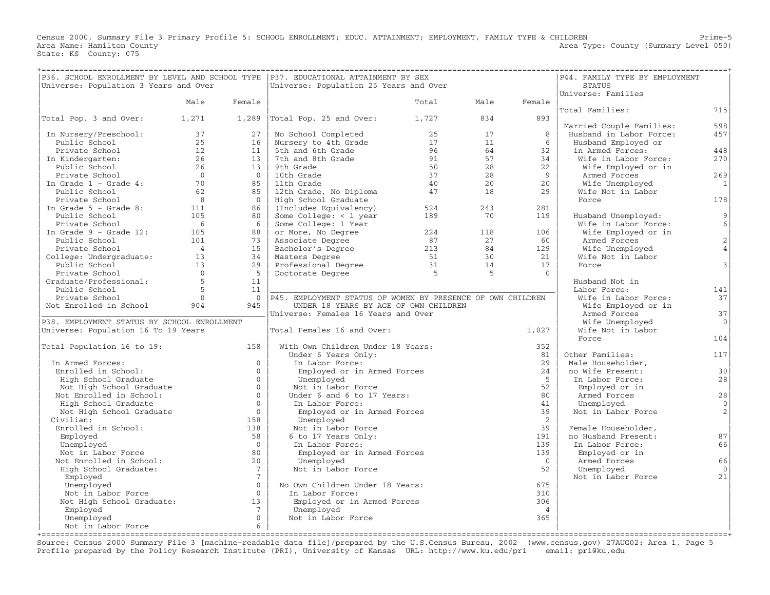Census 2000, Summary File 3 Primary Profile 5: SCHOOL ENROLLMENT; EDUC. ATTAINMENT; EMPLOYMENT, FAMILY TYPE & CHILDREN

Area Name: Hamilton County
State: KS County: 075

Area Type: County (Summary Level 050)

## P36. SCHOOL ENROLLMENT BY LEVEL AND SCHOOL TYPE

Universe: Population 3 Years and Over

| | Male | Female |
|---|---|---|
| Total Pop. 3 and Over: | 1,271 | 1,289 |
| In Nursery/Preschool: | 37 | 27 |
| Public School | 25 | 16 |
| Private School | 12 | 11 |
| In Kindergarten: | 26 | 13 |
| Public School | 26 | 13 |
| Private School | 0 | 0 |
| In Grade 1 - Grade 4: | 70 | 85 |
| Public School | 62 | 85 |
| Private School | 8 | 0 |
| In Grade 5 - Grade 8: | 111 | 86 |
| Public School | 105 | 80 |
| Private School | 6 | 6 |
| In Grade 9 - Grade 12: | 105 | 88 |
| Public School | 101 | 73 |
| Private School | 4 | 15 |
| College: Undergraduate: | 13 | 34 |
| Public School | 13 | 29 |
| Private School | 0 | 5 |
| Graduate/Professional: | 5 | 11 |
| Public School | 5 | 11 |
| Private School | 0 | 0 |
| Not Enrolled in School | 904 | 945 |

## P38. EMPLOYMENT STATUS BY SCHOOL ENROLLMENT

Universe: Population 16 To 19 Years

| | |
|---|---|
| Total Population 16 to 19: | 158 |
| In Armed Forces: | 0 |
| Enrolled in School: | 0 |
| High School Graduate | 0 |
| Not High School Graduate | 0 |
| Not Enrolled in School: | 0 |
| High School Graduate | 0 |
| Not High School Graduate | 0 |
| Civilian: | 158 |
| Enrolled in School: | 138 |
| Employed | 58 |
| Unemployed | 0 |
| Not in Labor Force | 80 |
| Not Enrolled in School: | 20 |
| High School Graduate: | 7 |
| Employed | 7 |
| Unemployed | 0 |
| Not in Labor Force | 0 |
| Not High School Graduate: | 13 |
| Employed | 7 |
| Unemployed | 0 |
| Not in Labor Force | 6 |

## P37. EDUCATIONAL ATTAINMENT BY SEX

Universe: Population 25 Years and Over

| | Total | Male | Female |
|---|---|---|---|
| Total Pop. 25 and Over: | 1,727 | 834 | 893 |
| No School Completed | 25 | 17 | 8 |
| Nursery to 4th Grade | 17 | 11 | 6 |
| 5th and 6th Grade | 96 | 64 | 32 |
| 7th and 8th Grade | 91 | 57 | 34 |
| 9th Grade | 50 | 28 | 22 |
| 10th Grade | 37 | 28 | 9 |
| 11th Grade | 40 | 20 | 20 |
| 12th Grade, No Diploma | 47 | 18 | 29 |
| High School Graduate (Includes Equivalency) | 524 | 243 | 281 |
| Some College: < 1 year | 189 | 70 | 119 |
| Some College: 1 Year or More, No Degree | 224 | 118 | 106 |
| Associate Degree | 87 | 27 | 60 |
| Bachelor's Degree | 213 | 84 | 129 |
| Masters Degree | 51 | 30 | 21 |
| Professional Degree | 31 | 14 | 17 |
| Doctorate Degree | 5 | 5 | 0 |

## P45. EMPLOYMENT STATUS OF WOMEN BY PRESENCE OF OWN CHILDREN UNDER 18 YEARS BY AGE OF OWN CHILDREN

Universe: Females 16 Years and Over

| | |
|---|---|
| Total Females 16 and Over: | 1,027 |
| With Own Children Under 18 Years: | 352 |
| Under 6 Years Only: | 81 |
| In Labor Force: | 29 |
| Employed or in Armed Forces | 24 |
| Unemployed | 5 |
| Not in Labor Force | 52 |
| Under 6 and 6 to 17 Years: | 80 |
| In Labor Force: | 41 |
| Employed or in Armed Forces | 39 |
| Unemployed | 2 |
| Not in Labor Force | 39 |
| 6 to 17 Years Only: | 191 |
| In Labor Force: | 139 |
| Employed or in Armed Forces | 139 |
| Unemployed | 0 |
| Not in Labor Force | 52 |
| No Own Children Under 18 Years: | 675 |
| In Labor Force: | 310 |
| Employed or in Armed Forces | 306 |
| Unemployed | 4 |
| Not in Labor Force | 365 |

## P44. FAMILY TYPE BY EMPLOYMENT STATUS

Universe: Families

| | |
|---|---|
| Total Families: | 715 |
| Married Couple Families: | 598 |
| Husband in Labor Force: | 457 |
| Husband Employed or in Armed Forces: | 448 |
| Wife in Labor Force: | 270 |
| Wife Employed or in Armed Forces | 269 |
| Wife Unemployed | 1 |
| Wife Not in Labor Force | 178 |
| Husband Unemployed: | 9 |
| Wife in Labor Force: | 6 |
| Wife Employed or in Armed Forces | 2 |
| Wife Unemployed | 4 |
| Wife Not in Labor Force | 3 |
| Husband Not in Labor Force: | 141 |
| Wife in Labor Force: | 37 |
| Wife Employed or in Armed Forces | 37 |
| Wife Unemployed | 0 |
| Wife Not in Labor Force | 104 |
| Other Families: | 117 |
| Male Householder, no Wife Present: | 30 |
| In Labor Force: | 28 |
| Employed or in Armed Forces | 28 |
| Unemployed | 0 |
| Not in Labor Force | 2 |
| Female Householder, no Husband Present: | 87 |
| In Labor Force: | 66 |
| Employed or in Armed Forces | 66 |
| Unemployed | 0 |
| Not in Labor Force | 21 |

Source: Census 2000 Summary File 3 [machine-readable data file]/prepared by the U.S.Census Bureau, 2002 (www.census.gov) 27AUG02: Area 1, Page 5
Profile prepared by the Policy Research Institute (PRI), University of Kansas URL: http://www.ku.edu/pri email: pri@ku.edu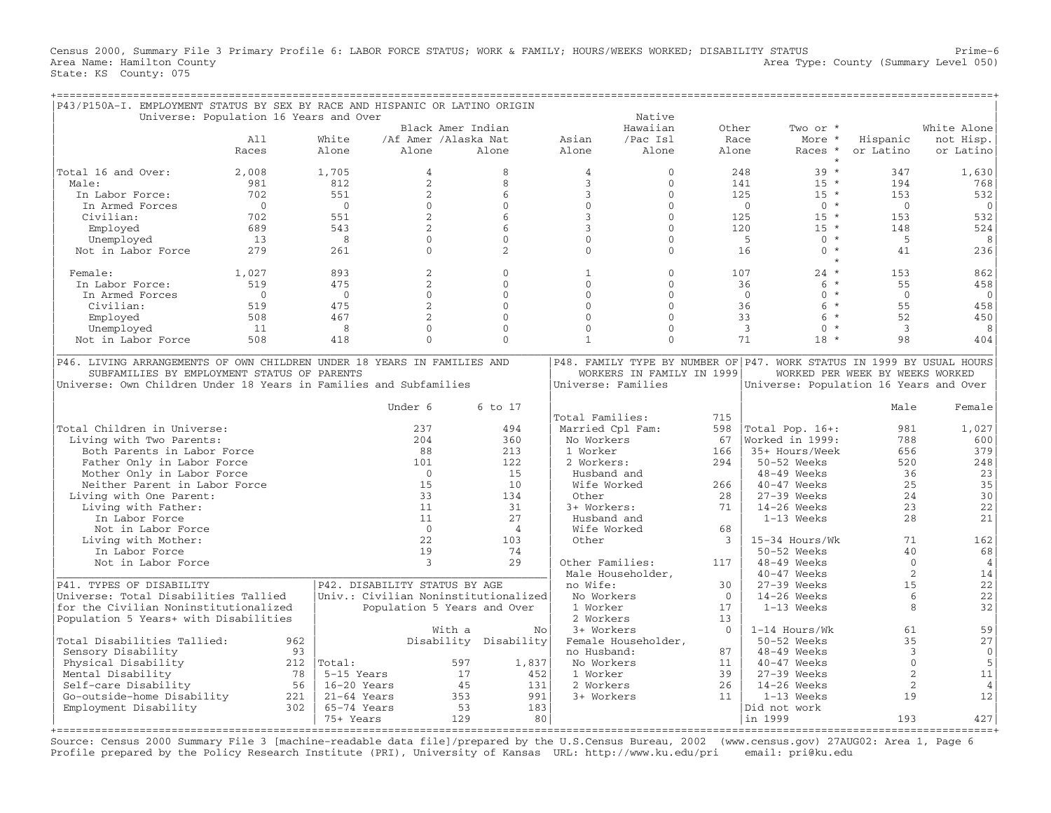Census 2000, Summary File 3 Primary Profile 6: LABOR FORCE STATUS; WORK & FAMILY; HOURS/WEEKS WORKED; DISABILITY STATUS Prime-6
Area Name: Hamilton County Area Type: County (Summary Level 050)
State: KS County: 075

## P43/P150A-I. EMPLOYMENT STATUS BY SEX BY RACE AND HISPANIC OR LATINO ORIGIN

Universe: Population 16 Years and Over

| | All Races | White Alone | Black Amer /Af Amer Alone | Indian /Alaska Nat Alone | Asian Alone | Native Hawaiian /Pac Isl Alone | Other Race Alone | Two or More Races * | Hispanic or Latino | White Alone not Hisp. or Latino |
|---|---|---|---|---|---|---|---|---|---|---|
| Total 16 and Over: | 2,008 | 1,705 | 4 | 8 | 4 | 0 | 248 | 39 * | 347 | 1,630 |
| Male: | 981 | 812 | 2 | 8 | 3 | 0 | 141 | 15 * | 194 | 768 |
| In Labor Force: | 702 | 551 | 2 | 6 | 3 | 0 | 125 | 15 * | 153 | 532 |
| In Armed Forces | 0 | 0 | 0 | 0 | 0 | 0 | 0 | 0 * | 0 | 0 |
| Civilian: | 702 | 551 | 2 | 6 | 3 | 0 | 125 | 15 * | 153 | 532 |
| Employed | 689 | 543 | 2 | 6 | 3 | 0 | 120 | 15 * | 148 | 524 |
| Unemployed | 13 | 8 | 0 | 0 | 0 | 0 | 5 | 0 * | 5 | 8 |
| Not in Labor Force | 279 | 261 | 0 | 2 | 0 | 0 | 16 | 0 * | 41 | 236 |
| Female: | 1,027 | 893 | 2 | 0 | 1 | 0 | 107 | 24 * | 153 | 862 |
| In Labor Force: | 519 | 475 | 2 | 0 | 0 | 0 | 36 | 6 * | 55 | 458 |
| In Armed Forces | 0 | 0 | 0 | 0 | 0 | 0 | 0 | 0 * | 0 | 0 |
| Civilian: | 519 | 475 | 2 | 0 | 0 | 0 | 36 | 6 * | 55 | 458 |
| Employed | 508 | 467 | 2 | 0 | 0 | 0 | 33 | 6 * | 52 | 450 |
| Unemployed | 11 | 8 | 0 | 0 | 0 | 0 | 3 | 0 * | 3 | 8 |
| Not in Labor Force | 508 | 418 | 0 | 0 | 1 | 0 | 71 | 18 * | 98 | 404 |

## P46. LIVING ARRANGEMENTS OF OWN CHILDREN UNDER 18 YEARS IN FAMILIES AND SUBFAMILIES BY EMPLOYMENT STATUS OF PARENTS

Universe: Own Children Under 18 Years in Families and Subfamilies

| | Under 6 | 6 to 17 |
|---|---|---|
| Total Children in Universe: | 237 | 494 |
| Living with Two Parents: | 204 | 360 |
| Both Parents in Labor Force | 88 | 213 |
| Father Only in Labor Force | 101 | 122 |
| Mother Only in Labor Force | 0 | 15 |
| Neither Parent in Labor Force | 15 | 10 |
| Living with One Parent: | 33 | 134 |
| Living with Father: | 11 | 31 |
| In Labor Force | 11 | 27 |
| Not in Labor Force | 0 | 4 |
| Living with Mother: | 22 | 103 |
| In Labor Force | 19 | 74 |
| Not in Labor Force | 3 | 29 |

## P48. FAMILY TYPE BY NUMBER OF WORKERS IN FAMILY IN 1999

Universe: Families

| | |
|---|---|
| Total Families: | 715 |
| Married Cpl Fam: | 598 |
| No Workers | 67 |
| 1 Worker | 166 |
| 2 Workers: | 294 |
| Husband and Wife Worked | 266 |
| Other | 28 |
| 3+ Workers: | 71 |
| Husband and Wife Worked | 68 |
| Other | 3 |
| Other Families: | 117 |
| Male Householder, no Wife: | 30 |
| No Workers | 0 |
| 1 Worker | 17 |
| 2 Workers | 13 |
| 3+ Workers | 0 |
| Female Householder, no Husband: | 87 |
| No Workers | 11 |
| 1 Worker | 39 |
| 2 Workers | 26 |
| 3+ Workers | 11 |

## P47. WORK STATUS IN 1999 BY USUAL HOURS WORKED PER WEEK BY WEEKS WORKED

Universe: Population 16 Years and Over

| | Male | Female |
|---|---|---|
| Total Pop. 16+: | 981 | 1,027 |
| Worked in 1999: | 788 | 600 |
| 35+ Hours/Week | 656 | 379 |
| 50-52 Weeks | 520 | 248 |
| 48-49 Weeks | 36 | 23 |
| 40-47 Weeks | 25 | 35 |
| 27-39 Weeks | 24 | 30 |
| 14-26 Weeks | 23 | 22 |
| 1-13 Weeks | 28 | 21 |
| 15-34 Hours/Wk | 71 | 162 |
| 50-52 Weeks | 40 | 68 |
| 48-49 Weeks | 0 | 4 |
| 40-47 Weeks | 2 | 14 |
| 27-39 Weeks | 15 | 22 |
| 14-26 Weeks | 6 | 22 |
| 1-13 Weeks | 8 | 32 |
| 1-14 Hours/Wk | 61 | 59 |
| 50-52 Weeks | 35 | 27 |
| 48-49 Weeks | 3 | 0 |
| 40-47 Weeks | 0 | 5 |
| 27-39 Weeks | 2 | 11 |
| 14-26 Weeks | 2 | 4 |
| 1-13 Weeks | 19 | 12 |
| Did not work in 1999 | 193 | 427 |

## P41. TYPES OF DISABILITY

Universe: Total Disabilities Tallied for the Civilian Noninstitutionalized Population 5 Years+ with Disabilities

| | |
|---|---|
| Total Disabilities Tallied: | 962 |
| Sensory Disability | 93 |
| Physical Disability | 212 |
| Mental Disability | 78 |
| Self-care Disability | 56 |
| Go-outside-home Disability | 221 |
| Employment Disability | 302 |

## P42. DISABILITY STATUS BY AGE

Univ.: Civilian Noninstitutionalized Population 5 Years and Over

| | With a Disability | No Disability |
|---|---|---|
| Total: | 597 | 1,837 |
| 5-15 Years | 17 | 452 |
| 16-20 Years | 45 | 131 |
| 21-64 Years | 353 | 991 |
| 65-74 Years | 53 | 183 |
| 75+ Years | 129 | 80 |

Source: Census 2000 Summary File 3 [machine-readable data file]/prepared by the U.S.Census Bureau, 2002 (www.census.gov) 27AUG02: Area 1, Page 6
Profile prepared by the Policy Research Institute (PRI), University of Kansas URL: http://www.ku.edu/pri email: pri@ku.edu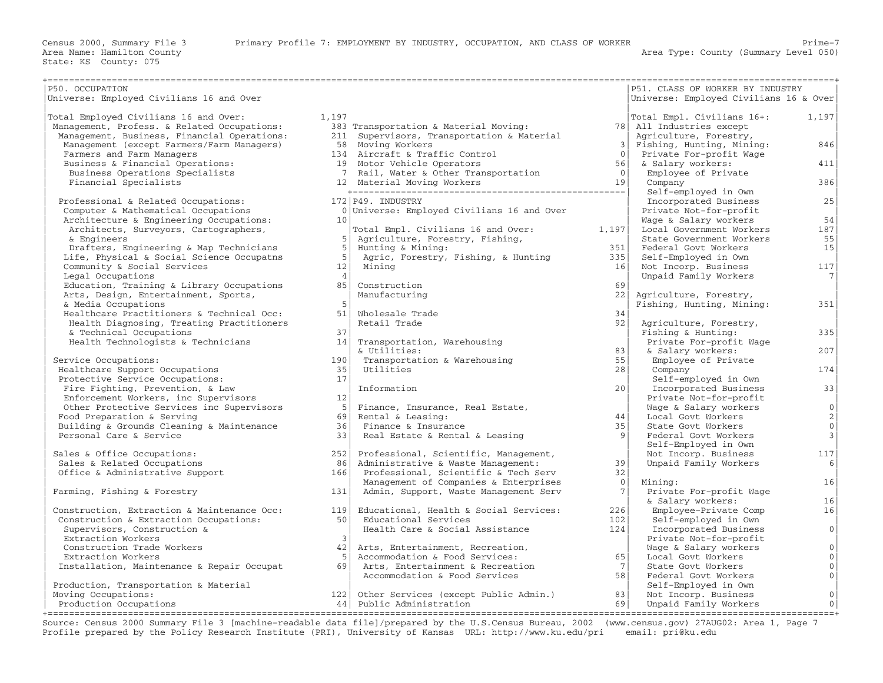Census 2000, Summary File 3 — Primary Profile 7: EMPLOYMENT BY INDUSTRY, OCCUPATION, AND CLASS OF WORKER

Area Name: Hamilton County
State: KS County: 075
Area Type: County (Summary Level 050)

## P50. OCCUPATION

Universe: Employed Civilians 16 and Over

| Occupation | Count |
|---|---|
| Total Employed Civilians 16 and Over: | 1,197 |
| Management, Profess. & Related Occupations: | 383 |
| Management, Business, Financial Operations: | 211 |
| Management (except Farmers/Farm Managers) | 58 |
| Farmers and Farm Managers | 134 |
| Business & Financial Operations: | 19 |
| Business Operations Specialists | 7 |
| Financial Specialists | 12 |
| Professional & Related Occupations: | 172 |
| Computer & Mathematical Occupations | 0 |
| Architecture & Engineering Occupations: | 10 |
| Architects, Surveyors, Cartographers, & Engineers | 5 |
| Drafters, Engineering & Map Technicians | 5 |
| Life, Physical & Social Science Occupatns | 5 |
| Community & Social Services | 12 |
| Legal Occupations | 4 |
| Education, Training & Library Occupations | 85 |
| Arts, Design, Entertainment, Sports, & Media Occupations | 5 |
| Healthcare Practitioners & Technical Occ: | 51 |
| Health Diagnosing, Treating Practitioners & Technical Occupations | 37 |
| Health Technologists & Technicians | 14 |
| Service Occupations: | 190 |
| Healthcare Support Occupations | 35 |
| Protective Service Occupations: | 17 |
| Fire Fighting, Prevention, & Law Enforcement Workers, inc Supervisors | 12 |
| Other Protective Services inc Supervisors | 5 |
| Food Preparation & Serving | 69 |
| Building & Grounds Cleaning & Maintenance | 36 |
| Personal Care & Service | 33 |
| Sales & Office Occupations: | 252 |
| Sales & Related Occupations | 86 |
| Office & Administrative Support | 166 |
| Farming, Fishing & Forestry | 131 |
| Construction, Extraction & Maintenance Occ: | 119 |
| Construction & Extraction Occupations: | 50 |
| Supervisors, Construction & Extraction Workers | 3 |
| Construction Trade Workers | 42 |
| Extraction Workers | 5 |
| Installation, Maintenance & Repair Occupat | 69 |
| Production, Transportation & Material Moving Occupations: | 122 |
| Production Occupations | 44 |
| Transportation & Material Moving: | 78 |
| Supervisors, Transportation & Material Moving Workers | 3 |
| Aircraft & Traffic Control | 0 |
| Motor Vehicle Operators | 56 |
| Rail, Water & Other Transportation | 0 |
| Material Moving Workers | 19 |

## P49. INDUSTRY

Universe: Employed Civilians 16 and Over

| Industry | Count |
|---|---|
| Total Empl. Civilians 16 and Over: | 1,197 |
| Agriculture, Forestry, Fishing, Hunting & Mining: | 351 |
| Agric, Forestry, Fishing, & Hunting | 335 |
| Mining | 16 |
| Construction | 69 |
| Manufacturing | 22 |
| Wholesale Trade | 34 |
| Retail Trade | 92 |
| Transportation, Warehousing & Utilities: | 83 |
| Transportation & Warehousing | 55 |
| Utilities | 28 |
| Information | 20 |
| Finance, Insurance, Real Estate, Rental & Leasing: | 44 |
| Finance & Insurance | 35 |
| Real Estate & Rental & Leasing | 9 |
| Professional, Scientific, Management, Administrative & Waste Management: | 39 |
| Professional, Scientific & Tech Serv | 32 |
| Management of Companies & Enterprises | 0 |
| Admin, Support, Waste Management Serv | 7 |
| Educational, Health & Social Services: | 226 |
| Educational Services | 102 |
| Health Care & Social Assistance | 124 |
| Arts, Entertainment, Recreation, Accommodation & Food Services: | 65 |
| Arts, Entertainment & Recreation | 7 |
| Accommodation & Food Services | 58 |
| Other Services (except Public Admin.) | 83 |
| Public Administration | 69 |

## P51. CLASS OF WORKER BY INDUSTRY

Universe: Employed Civilians 16 & Over

| Class of Worker | Count |
|---|---|
| Total Empl. Civilians 16+: | 1,197 |
| All Industries except Agriculture, Forestry, Fishing, Hunting, Mining: | 846 |
| Private For-profit Wage & Salary workers: | 411 |
| Employee of Private Company | 386 |
| Self-employed in Own Incorporated Business | 25 |
| Private Not-for-profit Wage & Salary workers | 54 |
| Local Government Workers | 187 |
| State Government Workers | 55 |
| Federal Govt Workers | 15 |
| Self-Employed in Own Not Incorp. Business | 117 |
| Unpaid Family Workers | 7 |
| Agriculture, Forestry, Fishing, Hunting, Mining: | 351 |
| Agriculture, Forestry, Fishing & Hunting: | 335 |
| Private For-profit Wage & Salary workers: | 207 |
| Employee of Private Company | 174 |
| Self-employed in Own Incorporated Business | 33 |
| Private Not-for-profit Wage & Salary workers | 0 |
| Local Govt Workers | 2 |
| State Govt Workers | 0 |
| Federal Govt Workers | 3 |
| Self-Employed in Own Not Incorp. Business | 117 |
| Unpaid Family Workers | 6 |
| Mining: | 16 |
| Private For-profit Wage & Salary workers: | 16 |
| Employee-Private Comp | 16 |
| Self-employed in Own Incorporated Business | 0 |
| Private Not-for-profit Wage & Salary workers | 0 |
| Local Govt Workers | 0 |
| State Govt Workers | 0 |
| Federal Govt Workers | 0 |
| Self-Employed in Own Not Incorp. Business | 0 |
| Unpaid Family Workers | 0 |

Source: Census 2000 Summary File 3 [machine-readable data file]/prepared by the U.S.Census Bureau, 2002 (www.census.gov) 27AUG02: Area 1, Page 7
Profile prepared by the Policy Research Institute (PRI), University of Kansas URL: http://www.ku.edu/pri email: pri@ku.edu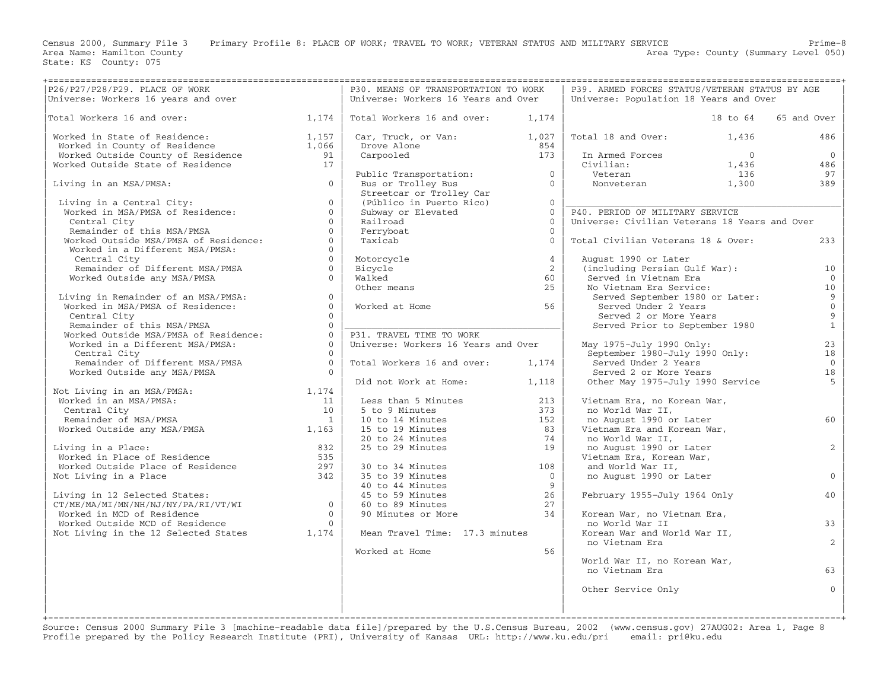Census 2000, Summary File 3 Primary Profile 8: PLACE OF WORK; TRAVEL TO WORK; VETERAN STATUS AND MILITARY SERVICE

Area Name: Hamilton County
State: KS County: 075

Area Type: County (Summary Level 050)

## P26/P27/P28/P29. PLACE OF WORK

Universe: Workers 16 years and over

| Item | Value |
|---|---|
| Total Workers 16 and over: | 1,174 |
| Worked in State of Residence: | 1,157 |
| Worked in County of Residence | 1,066 |
| Worked Outside County of Residence | 91 |
| Worked Outside State of Residence | 17 |
| Living in an MSA/PMSA: | 0 |
| Living in a Central City: | 0 |
| Worked in MSA/PMSA of Residence: | 0 |
| Central City | 0 |
| Remainder of this MSA/PMSA | 0 |
| Worked Outside MSA/PMSA of Residence: | 0 |
| Worked in a Different MSA/PMSA: | 0 |
| Central City | 0 |
| Remainder of Different MSA/PMSA | 0 |
| Worked Outside any MSA/PMSA | 0 |
| Living in Remainder of an MSA/PMSA: | 0 |
| Worked in MSA/PMSA of Residence: | 0 |
| Central City | 0 |
| Remainder of this MSA/PMSA | 0 |
| Worked Outside MSA/PMSA of Residence: | 0 |
| Worked in a Different MSA/PMSA: | 0 |
| Central City | 0 |
| Remainder of Different MSA/PMSA | 0 |
| Worked Outside any MSA/PMSA | 0 |
| Not Living in an MSA/PMSA: | 1,174 |
| Worked in an MSA/PMSA: | 11 |
| Central City | 10 |
| Remainder of MSA/PMSA | 1 |
| Worked Outside any MSA/PMSA | 1,163 |
| Living in a Place: | 832 |
| Worked in Place of Residence | 535 |
| Worked Outside Place of Residence | 297 |
| Not Living in a Place | 342 |
| Living in 12 Selected States: CT/ME/MA/MI/MN/NH/NJ/NY/PA/RI/VT/WI | 0 |
| Worked in MCD of Residence | 0 |
| Worked Outside MCD of Residence | 0 |
| Not Living in the 12 Selected States | 1,174 |

## P30. MEANS OF TRANSPORTATION TO WORK

Universe: Workers 16 Years and Over

| Item | Value |
|---|---|
| Total Workers 16 and over: | 1,174 |
| Car, Truck, or Van: | 1,027 |
| Drove Alone | 854 |
| Carpooled | 173 |
| Public Transportation: | 0 |
| Bus or Trolley Bus | 0 |
| Streetcar or Trolley Car (Público in Puerto Rico) | 0 |
| Subway or Elevated | 0 |
| Railroad | 0 |
| Ferryboat | 0 |
| Taxicab | 0 |
| Motorcycle | 4 |
| Bicycle | 2 |
| Walked | 60 |
| Other means | 25 |
| Worked at Home | 56 |

## P31. TRAVEL TIME TO WORK

Universe: Workers 16 Years and Over

| Item | Value |
|---|---|
| Total Workers 16 and over: | 1,174 |
| Did not Work at Home: | 1,118 |
| Less than 5 Minutes | 213 |
| 5 to 9 Minutes | 373 |
| 10 to 14 Minutes | 152 |
| 15 to 19 Minutes | 83 |
| 20 to 24 Minutes | 74 |
| 25 to 29 Minutes | 19 |
| 30 to 34 Minutes | 108 |
| 35 to 39 Minutes | 0 |
| 40 to 44 Minutes | 9 |
| 45 to 59 Minutes | 26 |
| 60 to 89 Minutes | 27 |
| 90 Minutes or More | 34 |
| Mean Travel Time: 17.3 minutes | |
| Worked at Home | 56 |

## P39. ARMED FORCES STATUS/VETERAN STATUS BY AGE

Universe: Population 18 Years and Over

| Item | 18 to 64 | 65 and Over |
|---|---|---|
| Total 18 and Over: | 1,436 | 486 |
| In Armed Forces | 0 | 0 |
| Civilian: | 1,436 | 486 |
| Veteran | 136 | 97 |
| Nonveteran | 1,300 | 389 |

## P40. PERIOD OF MILITARY SERVICE

Universe: Civilian Veterans 18 Years and Over

| Item | Value |
|---|---|
| Total Civilian Veterans 18 & Over: | 233 |
| August 1990 or Later (including Persian Gulf War): | 10 |
| Served in Vietnam Era | 0 |
| No Vietnam Era Service: | 10 |
| Served September 1980 or Later: | 9 |
| Served Under 2 Years | 0 |
| Served 2 or More Years | 9 |
| Served Prior to September 1980 | 1 |
| May 1975-July 1990 Only: | 23 |
| September 1980-July 1990 Only: | 18 |
| Served Under 2 Years | 0 |
| Served 2 or More Years | 18 |
| Other May 1975-July 1990 Service | 5 |
| Vietnam Era, no Korean War, no World War II, no August 1990 or Later | 60 |
| Vietnam Era and Korean War, no World War II, no August 1990 or Later | 2 |
| Vietnam Era, Korean War, and World War II, no August 1990 or Later | 0 |
| February 1955-July 1964 Only | 40 |
| Korean War, no Vietnam Era, no World War II | 33 |
| Korean War and World War II, no Vietnam Era | 2 |
| World War II, no Korean War, no Vietnam Era | 63 |
| Other Service Only | 0 |

Source: Census 2000 Summary File 3 [machine-readable data file]/prepared by the U.S.Census Bureau, 2002 (www.census.gov) 27AUG02: Area 1, Page 8
Profile prepared by the Policy Research Institute (PRI), University of Kansas URL: http://www.ku.edu/pri email: pri@ku.edu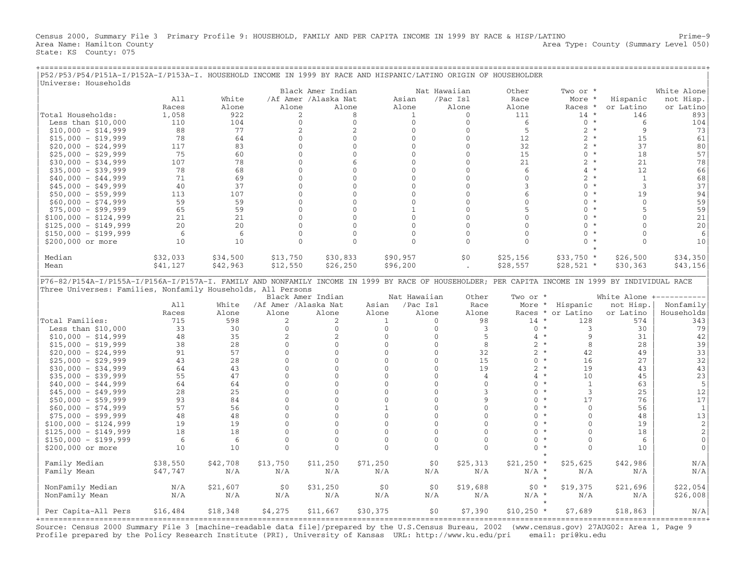Census 2000, Summary File 3 Primary Profile 9: HOUSEHOLD, FAMILY AND PER CAPITA INCOME IN 1999 BY RACE & HISP/LATINO Prime-9
Area Name: Hamilton County Area Type: County (Summary Level 050)
State: KS County: 075

## P52/P53/P54/P151A-I/P152A-I/P153A-I. HOUSEHOLD INCOME IN 1999 BY RACE AND HISPANIC/LATINO ORIGIN OF HOUSEHOLDER

Universe: Households

| | All Races | White Alone | Black /Af Amer Alone | Amer Indian /Alaska Nat Alone | Asian Alone | Nat Hawaiian /Pac Isl Alone | Other Race Alone | Two or More Races * | Hispanic or Latino | White Alone not Hisp. or Latino |
|---|---|---|---|---|---|---|---|---|---|---|
| Total Households: | 1,058 | 922 | 2 | 8 | 1 | 0 | 111 | 14 * | 146 | 893 |
| Less than $10,000 | 110 | 104 | 0 | 0 | 0 | 0 | 6 | 0 * | 6 | 104 |
| $10,000 - $14,999 | 88 | 77 | 2 | 2 | 0 | 0 | 5 | 2 * | 9 | 73 |
| $15,000 - $19,999 | 78 | 64 | 0 | 0 | 0 | 0 | 12 | 2 * | 15 | 61 |
| $20,000 - $24,999 | 117 | 83 | 0 | 0 | 0 | 0 | 32 | 2 * | 37 | 80 |
| $25,000 - $29,999 | 75 | 60 | 0 | 0 | 0 | 0 | 15 | 0 * | 18 | 57 |
| $30,000 - $34,999 | 107 | 78 | 0 | 6 | 0 | 0 | 21 | 2 * | 21 | 78 |
| $35,000 - $39,999 | 78 | 68 | 0 | 0 | 0 | 0 | 6 | 4 * | 12 | 66 |
| $40,000 - $44,999 | 71 | 69 | 0 | 0 | 0 | 0 | 0 | 2 * | 1 | 68 |
| $45,000 - $49,999 | 40 | 37 | 0 | 0 | 0 | 0 | 3 | 0 * | 3 | 37 |
| $50,000 - $59,999 | 113 | 107 | 0 | 0 | 0 | 0 | 6 | 0 * | 19 | 94 |
| $60,000 - $74,999 | 59 | 59 | 0 | 0 | 0 | 0 | 0 | 0 * | 0 | 59 |
| $75,000 - $99,999 | 65 | 59 | 0 | 0 | 1 | 0 | 5 | 0 * | 5 | 59 |
| $100,000 - $124,999 | 21 | 21 | 0 | 0 | 0 | 0 | 0 | 0 * | 0 | 21 |
| $125,000 - $149,999 | 20 | 20 | 0 | 0 | 0 | 0 | 0 | 0 * | 0 | 20 |
| $150,000 - $199,999 | 6 | 6 | 0 | 0 | 0 | 0 | 0 | 0 * | 0 | 6 |
| $200,000 or more | 10 | 10 | 0 | 0 | 0 | 0 | 0 | 0 * | 0 | 10 |
| Median | $32,033 | $34,500 | $13,750 | $30,833 | $90,957 | $0 | $25,156 | $33,750 * | $26,500 | $34,350 |
| Mean | $41,127 | $42,963 | $12,550 | $26,250 | $96,200 | . | $28,557 | $28,521 * | $30,363 | $43,156 |

## P76-82/P154A-I/P155A-I/P156A-I/P157A-I. FAMILY AND NONFAMILY INCOME IN 1999 BY RACE OF HOUSEHOLDER; PER CAPITA INCOME IN 1999 BY INDIVIDUAL RACE

Three Universes: Families, Nonfamily Households, All Persons

| | All Races | White Alone | Black /Af Amer Alone | Amer Indian /Alaska Nat Alone | Asian Alone | Nat Hawaiian /Pac Isl Alone | Other Race Alone | Two or More Races * | Hispanic or Latino | White Alone not Hisp. or Latino | Nonfamily Households |
|---|---|---|---|---|---|---|---|---|---|---|---|
| Total Families: | 715 | 598 | 2 | 2 | 1 | 0 | 98 | 14 * | 128 | 574 | 343 |
| Less than $10,000 | 33 | 30 | 0 | 0 | 0 | 0 | 3 | 0 * | 3 | 30 | 79 |
| $10,000 - $14,999 | 48 | 35 | 2 | 2 | 0 | 0 | 5 | 4 * | 9 | 31 | 42 |
| $15,000 - $19,999 | 38 | 28 | 0 | 0 | 0 | 0 | 8 | 2 * | 8 | 28 | 39 |
| $20,000 - $24,999 | 91 | 57 | 0 | 0 | 0 | 0 | 32 | 2 * | 42 | 49 | 33 |
| $25,000 - $29,999 | 43 | 28 | 0 | 0 | 0 | 0 | 15 | 0 * | 16 | 27 | 32 |
| $30,000 - $34,999 | 64 | 43 | 0 | 0 | 0 | 0 | 19 | 2 * | 19 | 43 | 43 |
| $35,000 - $39,999 | 55 | 47 | 0 | 0 | 0 | 0 | 4 | 4 * | 10 | 45 | 23 |
| $40,000 - $44,999 | 64 | 64 | 0 | 0 | 0 | 0 | 0 | 0 * | 1 | 63 | 5 |
| $45,000 - $49,999 | 28 | 25 | 0 | 0 | 0 | 0 | 3 | 0 * | 3 | 25 | 12 |
| $50,000 - $59,999 | 93 | 84 | 0 | 0 | 0 | 0 | 9 | 0 * | 17 | 76 | 17 |
| $60,000 - $74,999 | 57 | 56 | 0 | 0 | 1 | 0 | 0 | 0 * | 0 | 56 | 1 |
| $75,000 - $99,999 | 48 | 48 | 0 | 0 | 0 | 0 | 0 | 0 * | 0 | 48 | 13 |
| $100,000 - $124,999 | 19 | 19 | 0 | 0 | 0 | 0 | 0 | 0 * | 0 | 19 | 2 |
| $125,000 - $149,999 | 18 | 18 | 0 | 0 | 0 | 0 | 0 | 0 * | 0 | 18 | 2 |
| $150,000 - $199,999 | 6 | 6 | 0 | 0 | 0 | 0 | 0 | 0 * | 0 | 6 | 0 |
| $200,000 or more | 10 | 10 | 0 | 0 | 0 | 0 | 0 | 0 * | 0 | 10 | 0 |
| Family Median | $38,550 | $42,708 | $13,750 | $11,250 | $71,250 | $0 | $25,313 | $21,250 * | $25,625 | $42,986 | N/A |
| Family Mean | $47,747 | N/A | N/A | N/A | N/A | N/A | N/A | N/A * | N/A | N/A | N/A |
| NonFamily Median | N/A | $21,607 | $0 | $31,250 | $0 | $0 | $19,688 | $0 * | $19,375 | $21,696 | $22,054 |
| NonFamily Mean | N/A | N/A | N/A | N/A | N/A | N/A | N/A | N/A * | N/A | N/A | $26,008 |
| Per Capita-All Pers | $16,484 | $18,348 | $4,275 | $11,667 | $30,375 | $0 | $7,390 | $10,250 * | $7,689 | $18,863 | N/A |

Source: Census 2000 Summary File 3 [machine-readable data file]/prepared by the U.S.Census Bureau, 2002 (www.census.gov) 27AUG02: Area 1, Page 9
Profile prepared by the Policy Research Institute (PRI), University of Kansas URL: http://www.ku.edu/pri email: pri@ku.edu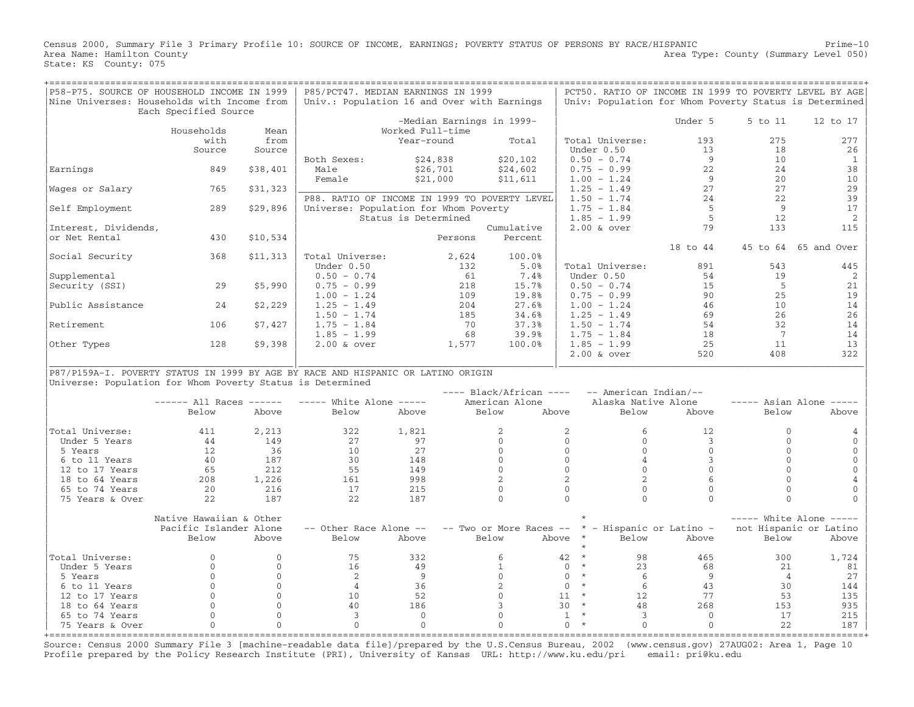Census 2000, Summary File 3 Primary Profile 10: SOURCE OF INCOME, EARNINGS; POVERTY STATUS OF PERSONS BY RACE/HISPANIC
Area Name: Hamilton County
State: KS County: 075

Prime-10
Area Type: County (Summary Level 050)

## P58-P75. SOURCE OF HOUSEHOLD INCOME IN 1999

Nine Universes: Households with Income from Each Specified Source

| | Households with Source | Mean from Source |
|---|---|---|
| Earnings | 849 | $38,401 |
| Wages or Salary | 765 | $31,323 |
| Self Employment | 289 | $29,896 |
| Interest, Dividends, or Net Rental | 430 | $10,534 |
| Social Security | 368 | $11,313 |
| Supplemental Security (SSI) | 29 | $5,990 |
| Public Assistance | 24 | $2,229 |
| Retirement | 106 | $7,427 |
| Other Types | 128 | $9,398 |

## P85/PCT47. MEDIAN EARNINGS IN 1999

Univ.: Population 16 and Over with Earnings

| | -Median Earnings in 1999- Worked Full-time Year-round | Total |
|---|---|---|
| Both Sexes: | $24,838 | $20,102 |
| Male | $26,701 | $24,602 |
| Female | $21,000 | $11,611 |

## P88. RATIO OF INCOME IN 1999 TO POVERTY LEVEL

Universe: Population for Whom Poverty Status is Determined

| | Persons | Cumulative Percent |
|---|---|---|
| Total Universe: | 2,624 | 100.0% |
| Under 0.50 | 132 | 5.0% |
| 0.50 - 0.74 | 61 | 7.4% |
| 0.75 - 0.99 | 218 | 15.7% |
| 1.00 - 1.24 | 109 | 19.8% |
| 1.25 - 1.49 | 204 | 27.6% |
| 1.50 - 1.74 | 185 | 34.6% |
| 1.75 - 1.84 | 70 | 37.3% |
| 1.85 - 1.99 | 68 | 39.9% |
| 2.00 & over | 1,577 | 100.0% |

## PCT50. RATIO OF INCOME IN 1999 TO POVERTY LEVEL BY AGE

Univ: Population for Whom Poverty Status is Determined

| | Under 5 | 5 to 11 | 12 to 17 |
|---|---|---|---|
| Total Universe: | 193 | 275 | 277 |
| Under 0.50 | 13 | 18 | 26 |
| 0.50 - 0.74 | 9 | 10 | 1 |
| 0.75 - 0.99 | 22 | 24 | 38 |
| 1.00 - 1.24 | 9 | 20 | 10 |
| 1.25 - 1.49 | 27 | 27 | 29 |
| 1.50 - 1.74 | 24 | 22 | 39 |
| 1.75 - 1.84 | 5 | 9 | 17 |
| 1.85 - 1.99 | 5 | 12 | 2 |
| 2.00 & over | 79 | 133 | 115 |

| | 18 to 44 | 45 to 64 | 65 and Over |
|---|---|---|---|
| Total Universe: | 891 | 543 | 445 |
| Under 0.50 | 54 | 19 | 2 |
| 0.50 - 0.74 | 15 | 5 | 21 |
| 0.75 - 0.99 | 90 | 25 | 19 |
| 1.00 - 1.24 | 46 | 10 | 14 |
| 1.25 - 1.49 | 69 | 26 | 26 |
| 1.50 - 1.74 | 54 | 32 | 14 |
| 1.75 - 1.84 | 18 | 7 | 14 |
| 1.85 - 1.99 | 25 | 11 | 13 |
| 2.00 & over | 520 | 408 | 322 |

## P87/P159A-I. POVERTY STATUS IN 1999 BY AGE BY RACE AND HISPANIC OR LATINO ORIGIN

Universe: Population for Whom Poverty Status is Determined

| | All Races | | White Alone | | Black/African American Alone | | American Indian/Alaska Native Alone | | Asian Alone | |
|---|---|---|---|---|---|---|---|---|---|---|
| | Below | Above | Below | Above | Below | Above | Below | Above | Below | Above |
| Total Universe: | 411 | 2,213 | 322 | 1,821 | 2 | 2 | 6 | 12 | 0 | 4 |
| Under 5 Years | 44 | 149 | 27 | 97 | 0 | 0 | 0 | 3 | 0 | 0 |
| 5 Years | 12 | 36 | 10 | 27 | 0 | 0 | 0 | 0 | 0 | 0 |
| 6 to 11 Years | 40 | 187 | 30 | 148 | 0 | 0 | 4 | 3 | 0 | 0 |
| 12 to 17 Years | 65 | 212 | 55 | 149 | 0 | 0 | 0 | 0 | 0 | 0 |
| 18 to 64 Years | 208 | 1,226 | 161 | 998 | 2 | 2 | 2 | 6 | 0 | 4 |
| 65 to 74 Years | 20 | 216 | 17 | 215 | 0 | 0 | 0 | 0 | 0 | 0 |
| 75 Years & Over | 22 | 187 | 22 | 187 | 0 | 0 | 0 | 0 | 0 | 0 |

| | Native Hawaiian & Other Pacific Islander Alone | | Other Race Alone | | Two or More Races | | Hispanic or Latino | | White Alone not Hispanic or Latino | |
|---|---|---|---|---|---|---|---|---|---|---|
| | Below | Above | Below | Above | Below | Above | Below | Above | Below | Above |
| Total Universe: | 0 | 0 | 75 | 332 | 6 | 42 | 98 | 465 | 300 | 1,724 |
| Under 5 Years | 0 | 0 | 16 | 49 | 1 | 0 | 23 | 68 | 21 | 81 |
| 5 Years | 0 | 0 | 2 | 9 | 0 | 0 | 6 | 9 | 4 | 27 |
| 6 to 11 Years | 0 | 0 | 4 | 36 | 2 | 0 | 6 | 43 | 30 | 144 |
| 12 to 17 Years | 0 | 0 | 10 | 52 | 0 | 11 | 12 | 77 | 53 | 135 |
| 18 to 64 Years | 0 | 0 | 40 | 186 | 3 | 30 | 48 | 268 | 153 | 935 |
| 65 to 74 Years | 0 | 0 | 3 | 0 | 0 | 1 | 3 | 0 | 17 | 215 |
| 75 Years & Over | 0 | 0 | 0 | 0 | 0 | 0 | 0 | 0 | 22 | 187 |

Source: Census 2000 Summary File 3 [machine-readable data file]/prepared by the U.S.Census Bureau, 2002 (www.census.gov) 27AUG02: Area 1, Page 10
Profile prepared by the Policy Research Institute (PRI), University of Kansas URL: http://www.ku.edu/pri email: pri@ku.edu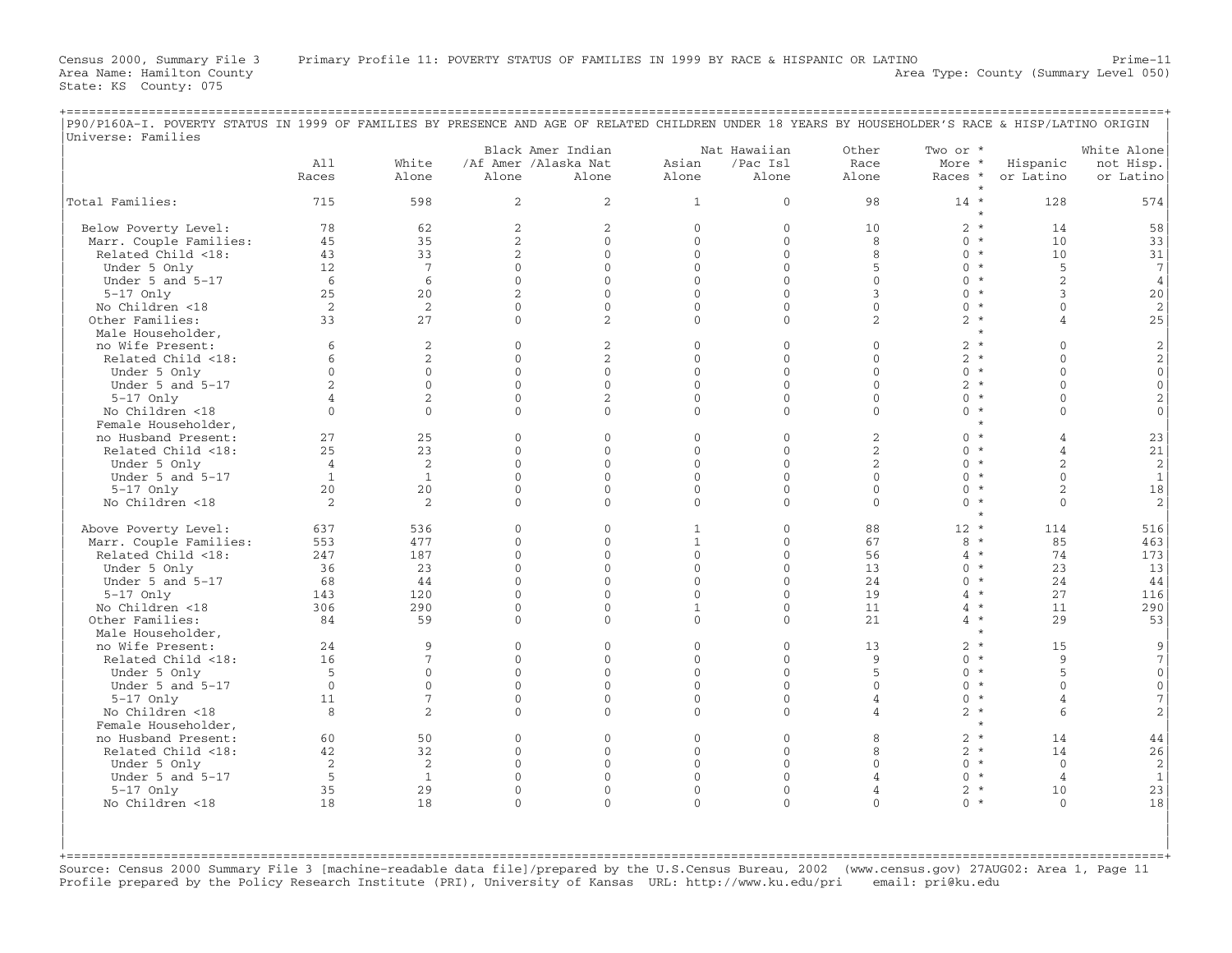Census 2000, Summary File 3 Primary Profile 11: POVERTY STATUS OF FAMILIES IN 1999 BY RACE & HISPANIC OR LATINO Prime-11
Area Name: Hamilton County Area Type: County (Summary Level 050)
State: KS County: 075

P90/P160A-I. POVERTY STATUS IN 1999 OF FAMILIES BY PRESENCE AND AGE OF RELATED CHILDREN UNDER 18 YEARS BY HOUSEHOLDER'S RACE & HISP/LATINO ORIGIN
Universe: Families

| | All Races | White Alone | Black /Af Amer Alone | Amer Indian /Alaska Nat Alone | Asian Alone | Nat Hawaiian /Pac Isl Alone | Other Race Alone | Two or More Races * | Hispanic or Latino | White Alone not Hisp. or Latino |
|---|---|---|---|---|---|---|---|---|---|---|
| Total Families: | 715 | 598 | 2 | 2 | 1 | 0 | 98 | 14 * | 128 | 574 |
| Below Poverty Level: | 78 | 62 | 2 | 2 | 0 | 0 | 10 | 2 * | 14 | 58 |
| Marr. Couple Families: | 45 | 35 | 2 | 0 | 0 | 0 | 8 | 0 * | 10 | 33 |
| Related Child <18: | 43 | 33 | 2 | 0 | 0 | 0 | 8 | 0 * | 10 | 31 |
| Under 5 Only | 12 | 7 | 0 | 0 | 0 | 0 | 5 | 0 * | 5 | 7 |
| Under 5 and 5-17 | 6 | 6 | 0 | 0 | 0 | 0 | 0 | 0 * | 2 | 4 |
| 5-17 Only | 25 | 20 | 2 | 0 | 0 | 0 | 3 | 0 * | 3 | 20 |
| No Children <18 | 2 | 2 | 0 | 0 | 0 | 0 | 0 | 0 * | 0 | 2 |
| Other Families: | 33 | 27 | 0 | 2 | 0 | 0 | 2 | 2 * | 4 | 25 |
| Male Householder, no Wife Present: | 6 | 2 | 0 | 2 | 0 | 0 | 0 | 2 * | 0 | 2 |
| Related Child <18: | 6 | 2 | 0 | 2 | 0 | 0 | 0 | 2 * | 0 | 2 |
| Under 5 Only | 0 | 0 | 0 | 0 | 0 | 0 | 0 | 0 * | 0 | 0 |
| Under 5 and 5-17 | 2 | 0 | 0 | 0 | 0 | 0 | 0 | 2 * | 0 | 0 |
| 5-17 Only | 4 | 2 | 0 | 2 | 0 | 0 | 0 | 0 * | 0 | 2 |
| No Children <18 | 0 | 0 | 0 | 0 | 0 | 0 | 0 | 0 * | 0 | 0 |
| Female Householder, no Husband Present: | 27 | 25 | 0 | 0 | 0 | 0 | 2 | 0 * | 4 | 23 |
| Related Child <18: | 25 | 23 | 0 | 0 | 0 | 0 | 2 | 0 * | 4 | 21 |
| Under 5 Only | 4 | 2 | 0 | 0 | 0 | 0 | 2 | 0 * | 2 | 2 |
| Under 5 and 5-17 | 1 | 1 | 0 | 0 | 0 | 0 | 0 | 0 * | 0 | 1 |
| 5-17 Only | 20 | 20 | 0 | 0 | 0 | 0 | 0 | 0 * | 2 | 18 |
| No Children <18 | 2 | 2 | 0 | 0 | 0 | 0 | 0 | 0 * | 0 | 2 |
| Above Poverty Level: | 637 | 536 | 0 | 0 | 1 | 0 | 88 | 12 * | 114 | 516 |
| Marr. Couple Families: | 553 | 477 | 0 | 0 | 1 | 0 | 67 | 8 * | 85 | 463 |
| Related Child <18: | 247 | 187 | 0 | 0 | 0 | 0 | 56 | 4 * | 74 | 173 |
| Under 5 Only | 36 | 23 | 0 | 0 | 0 | 0 | 13 | 0 * | 23 | 13 |
| Under 5 and 5-17 | 68 | 44 | 0 | 0 | 0 | 0 | 24 | 0 * | 24 | 44 |
| 5-17 Only | 143 | 120 | 0 | 0 | 0 | 0 | 19 | 4 * | 27 | 116 |
| No Children <18 | 306 | 290 | 0 | 0 | 1 | 0 | 11 | 4 * | 11 | 290 |
| Other Families: | 84 | 59 | 0 | 0 | 0 | 0 | 21 | 4 * | 29 | 53 |
| Male Householder, no Wife Present: | 24 | 9 | 0 | 0 | 0 | 0 | 13 | 2 * | 15 | 9 |
| Related Child <18: | 16 | 7 | 0 | 0 | 0 | 0 | 9 | 0 * | 9 | 7 |
| Under 5 Only | 5 | 0 | 0 | 0 | 0 | 0 | 5 | 0 * | 5 | 0 |
| Under 5 and 5-17 | 0 | 0 | 0 | 0 | 0 | 0 | 0 | 0 * | 0 | 0 |
| 5-17 Only | 11 | 7 | 0 | 0 | 0 | 0 | 4 | 0 * | 4 | 7 |
| No Children <18 | 8 | 2 | 0 | 0 | 0 | 0 | 4 | 2 * | 6 | 2 |
| Female Householder, no Husband Present: | 60 | 50 | 0 | 0 | 0 | 0 | 8 | 2 * | 14 | 44 |
| Related Child <18: | 42 | 32 | 0 | 0 | 0 | 0 | 8 | 2 * | 14 | 26 |
| Under 5 Only | 2 | 2 | 0 | 0 | 0 | 0 | 0 | 0 * | 0 | 2 |
| Under 5 and 5-17 | 5 | 1 | 0 | 0 | 0 | 0 | 4 | 0 * | 4 | 1 |
| 5-17 Only | 35 | 29 | 0 | 0 | 0 | 0 | 4 | 2 * | 10 | 23 |
| No Children <18 | 18 | 18 | 0 | 0 | 0 | 0 | 0 | 0 * | 0 | 18 |

Source: Census 2000 Summary File 3 [machine-readable data file]/prepared by the U.S.Census Bureau, 2002 (www.census.gov) 27AUG02: Area 1, Page 11
Profile prepared by the Policy Research Institute (PRI), University of Kansas URL: http://www.ku.edu/pri email: pri@ku.edu